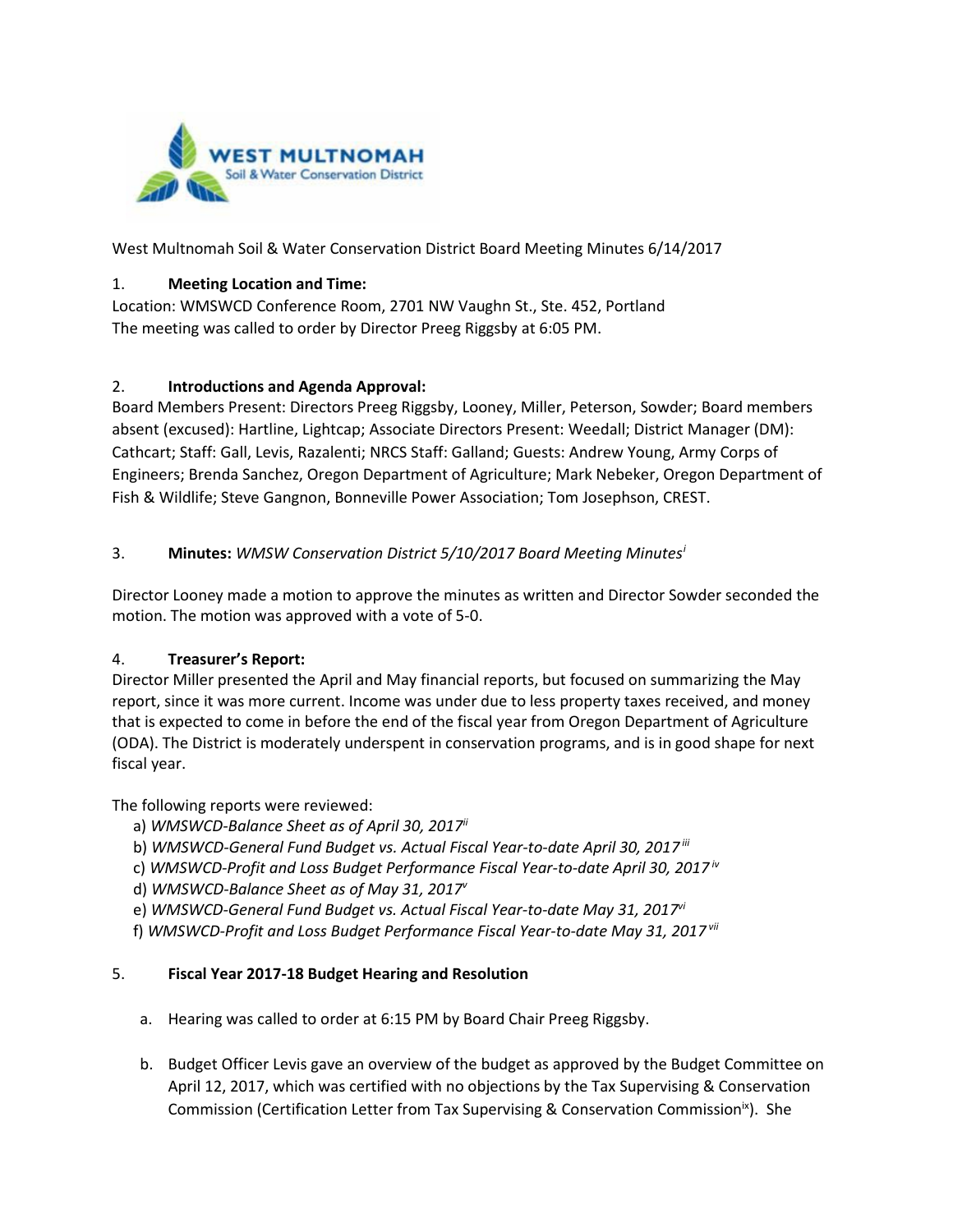West Multnomah Soil & Water Conservation District Board Meeting Minutes 6/14/2017

1. **Meeting Location and Time:**

Location: WMSWCD Conference Room, 2701 NW Vaughn St., Ste. 452, Portland
The meeting was called to order by Director Preeg Riggsby at 6:05 PM.

2. **Introductions and Agenda Approval:**

Board Members Present: Directors Preeg Riggsby, Looney, Miller, Peterson, Sowder; Board members absent (excused): Hartline, Lightcap; Associate Directors Present: Weedall; District Manager (DM): Cathcart; Staff: Gall, Levis, Razalenti; NRCS Staff: Galland; Guests: Andrew Young, Army Corps of Engineers; Brenda Sanchez, Oregon Department of Agriculture; Mark Nebeker, Oregon Department of Fish & Wildlife; Steve Gangnon, Bonneville Power Association; Tom Josephson, CREST.

3. **Minutes:** *WMSW Conservation District 5/10/2017 Board Meeting Minutes*[i]

Director Looney made a motion to approve the minutes as written and Director Sowder seconded the motion. The motion was approved with a vote of 5-0.

4. **Treasurer's Report:**

Director Miller presented the April and May financial reports, but focused on summarizing the May report, since it was more current. Income was under due to less property taxes received, and money that is expected to come in before the end of the fiscal year from Oregon Department of Agriculture (ODA). The District is moderately underspent in conservation programs, and is in good shape for next fiscal year.

The following reports were reviewed:

a) *WMSWCD-Balance Sheet as of April 30, 2017*[ii]
b) *WMSWCD-General Fund Budget vs. Actual Fiscal Year-to-date April 30, 2017*[iii]
c) *WMSWCD-Profit and Loss Budget Performance Fiscal Year-to-date April 30, 2017*[iv]
d) *WMSWCD-Balance Sheet as of May 31, 2017*[v]
e) *WMSWCD-General Fund Budget vs. Actual Fiscal Year-to-date May 31, 2017*[vi]
f) *WMSWCD-Profit and Loss Budget Performance Fiscal Year-to-date May 31, 2017*[vii]

5. **Fiscal Year 2017-18 Budget Hearing and Resolution**

a. Hearing was called to order at 6:15 PM by Board Chair Preeg Riggsby.

b. Budget Officer Levis gave an overview of the budget as approved by the Budget Committee on April 12, 2017, which was certified with no objections by the Tax Supervising & Conservation Commission (Certification Letter from Tax Supervising & Conservation Commission[ix]). She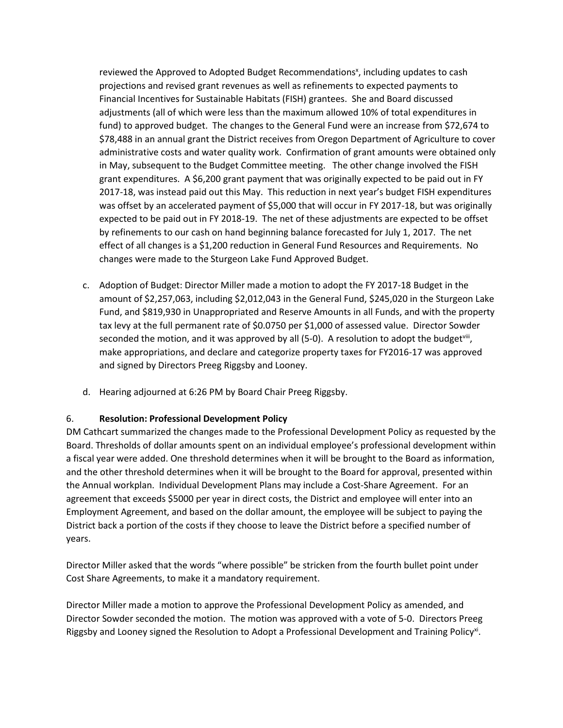reviewed the Approved to Adopted Budget Recommendations[x], including updates to cash projections and revised grant revenues as well as refinements to expected payments to Financial Incentives for Sustainable Habitats (FISH) grantees. She and Board discussed adjustments (all of which were less than the maximum allowed 10% of total expenditures in fund) to approved budget. The changes to the General Fund were an increase from $72,674 to $78,488 in an annual grant the District receives from Oregon Department of Agriculture to cover administrative costs and water quality work. Confirmation of grant amounts were obtained only in May, subsequent to the Budget Committee meeting. The other change involved the FISH grant expenditures. A $6,200 grant payment that was originally expected to be paid out in FY 2017-18, was instead paid out this May. This reduction in next year's budget FISH expenditures was offset by an accelerated payment of $5,000 that will occur in FY 2017-18, but was originally expected to be paid out in FY 2018-19. The net of these adjustments are expected to be offset by refinements to our cash on hand beginning balance forecasted for July 1, 2017. The net effect of all changes is a $1,200 reduction in General Fund Resources and Requirements. No changes were made to the Sturgeon Lake Fund Approved Budget.

c. Adoption of Budget: Director Miller made a motion to adopt the FY 2017-18 Budget in the amount of $2,257,063, including $2,012,043 in the General Fund, $245,020 in the Sturgeon Lake Fund, and $819,930 in Unappropriated and Reserve Amounts in all Funds, and with the property tax levy at the full permanent rate of $0.0750 per $1,000 of assessed value. Director Sowder seconded the motion, and it was approved by all (5-0). A resolution to adopt the budget[viii], make appropriations, and declare and categorize property taxes for FY2016-17 was approved and signed by Directors Preeg Riggsby and Looney.

d. Hearing adjourned at 6:26 PM by Board Chair Preeg Riggsby.

6. **Resolution: Professional Development Policy**

DM Cathcart summarized the changes made to the Professional Development Policy as requested by the Board. Thresholds of dollar amounts spent on an individual employee's professional development within a fiscal year were added. One threshold determines when it will be brought to the Board as information, and the other threshold determines when it will be brought to the Board for approval, presented within the Annual workplan. Individual Development Plans may include a Cost-Share Agreement. For an agreement that exceeds $5000 per year in direct costs, the District and employee will enter into an Employment Agreement, and based on the dollar amount, the employee will be subject to paying the District back a portion of the costs if they choose to leave the District before a specified number of years.

Director Miller asked that the words "where possible" be stricken from the fourth bullet point under Cost Share Agreements, to make it a mandatory requirement.

Director Miller made a motion to approve the Professional Development Policy as amended, and Director Sowder seconded the motion. The motion was approved with a vote of 5-0. Directors Preeg Riggsby and Looney signed the Resolution to Adopt a Professional Development and Training Policy[xi].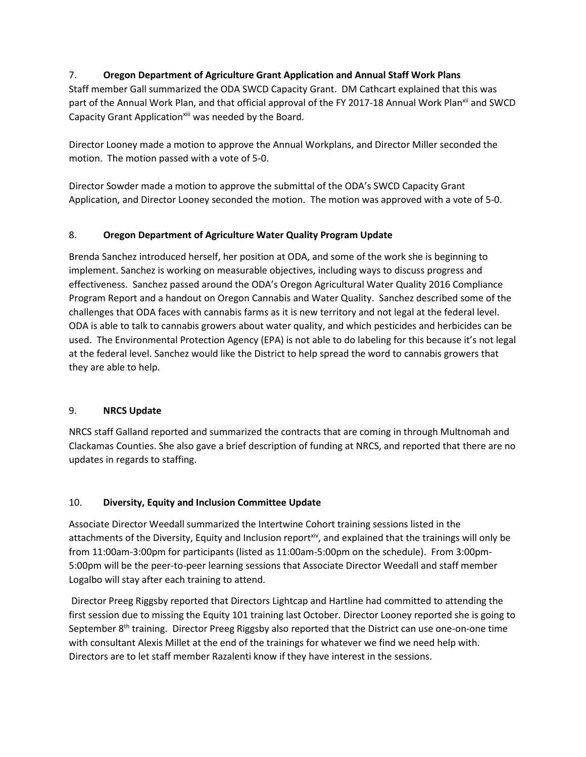7. **Oregon Department of Agriculture Grant Application and Annual Staff Work Plans**

Staff member Gall summarized the ODA SWCD Capacity Grant. DM Cathcart explained that this was part of the Annual Work Plan, and that official approval of the FY 2017-18 Annual Work Plan[xii] and SWCD Capacity Grant Application[xiii] was needed by the Board.

Director Looney made a motion to approve the Annual Workplans, and Director Miller seconded the motion. The motion passed with a vote of 5-0.

Director Sowder made a motion to approve the submittal of the ODA's SWCD Capacity Grant Application, and Director Looney seconded the motion. The motion was approved with a vote of 5-0.

8. **Oregon Department of Agriculture Water Quality Program Update**

Brenda Sanchez introduced herself, her position at ODA, and some of the work she is beginning to implement. Sanchez is working on measurable objectives, including ways to discuss progress and effectiveness. Sanchez passed around the ODA's Oregon Agricultural Water Quality 2016 Compliance Program Report and a handout on Oregon Cannabis and Water Quality. Sanchez described some of the challenges that ODA faces with cannabis farms as it is new territory and not legal at the federal level. ODA is able to talk to cannabis growers about water quality, and which pesticides and herbicides can be used. The Environmental Protection Agency (EPA) is not able to do labeling for this because it's not legal at the federal level. Sanchez would like the District to help spread the word to cannabis growers that they are able to help.

9. **NRCS Update**

NRCS staff Galland reported and summarized the contracts that are coming in through Multnomah and Clackamas Counties. She also gave a brief description of funding at NRCS, and reported that there are no updates in regards to staffing.

10. **Diversity, Equity and Inclusion Committee Update**

Associate Director Weedall summarized the Intertwine Cohort training sessions listed in the attachments of the Diversity, Equity and Inclusion report[xiv], and explained that the trainings will only be from 11:00am-3:00pm for participants (listed as 11:00am-5:00pm on the schedule). From 3:00pm-5:00pm will be the peer-to-peer learning sessions that Associate Director Weedall and staff member Logalbo will stay after each training to attend.

Director Preeg Riggsby reported that Directors Lightcap and Hartline had committed to attending the first session due to missing the Equity 101 training last October. Director Looney reported she is going to September 8th training. Director Preeg Riggsby also reported that the District can use one-on-one time with consultant Alexis Millet at the end of the trainings for whatever we find we need help with. Directors are to let staff member Razalenti know if they have interest in the sessions.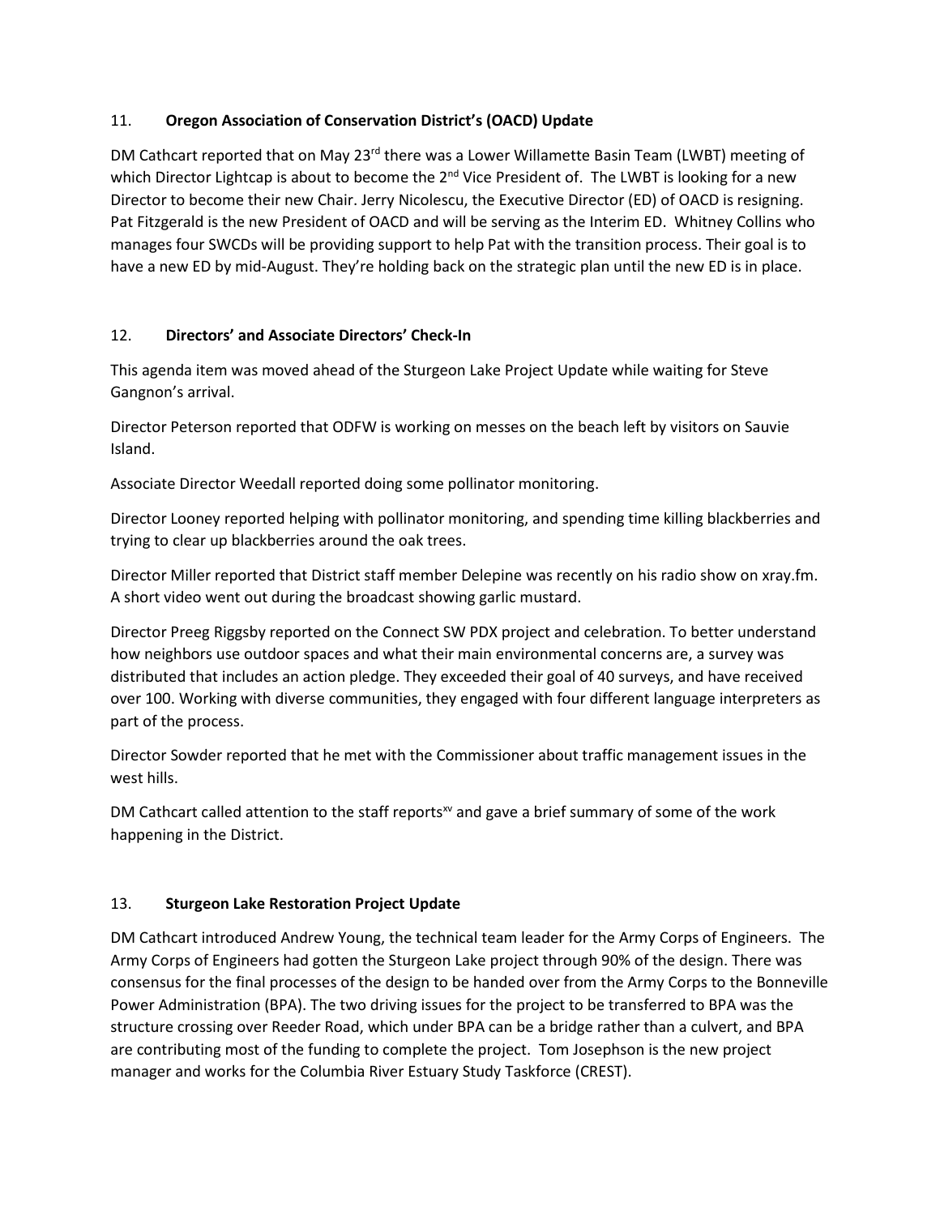## 11. **Oregon Association of Conservation District's (OACD) Update**

DM Cathcart reported that on May 23rd there was a Lower Willamette Basin Team (LWBT) meeting of which Director Lightcap is about to become the 2nd Vice President of. The LWBT is looking for a new Director to become their new Chair. Jerry Nicolescu, the Executive Director (ED) of OACD is resigning. Pat Fitzgerald is the new President of OACD and will be serving as the Interim ED. Whitney Collins who manages four SWCDs will be providing support to help Pat with the transition process. Their goal is to have a new ED by mid-August. They're holding back on the strategic plan until the new ED is in place.

## 12. **Directors' and Associate Directors' Check-In**

This agenda item was moved ahead of the Sturgeon Lake Project Update while waiting for Steve Gangnon's arrival.

Director Peterson reported that ODFW is working on messes on the beach left by visitors on Sauvie Island.

Associate Director Weedall reported doing some pollinator monitoring.

Director Looney reported helping with pollinator monitoring, and spending time killing blackberries and trying to clear up blackberries around the oak trees.

Director Miller reported that District staff member Delepine was recently on his radio show on xray.fm. A short video went out during the broadcast showing garlic mustard.

Director Preeg Riggsby reported on the Connect SW PDX project and celebration. To better understand how neighbors use outdoor spaces and what their main environmental concerns are, a survey was distributed that includes an action pledge. They exceeded their goal of 40 surveys, and have received over 100. Working with diverse communities, they engaged with four different language interpreters as part of the process.

Director Sowder reported that he met with the Commissioner about traffic management issues in the west hills.

DM Cathcart called attention to the staff reports[xv] and gave a brief summary of some of the work happening in the District.

## 13. **Sturgeon Lake Restoration Project Update**

DM Cathcart introduced Andrew Young, the technical team leader for the Army Corps of Engineers. The Army Corps of Engineers had gotten the Sturgeon Lake project through 90% of the design. There was consensus for the final processes of the design to be handed over from the Army Corps to the Bonneville Power Administration (BPA). The two driving issues for the project to be transferred to BPA was the structure crossing over Reeder Road, which under BPA can be a bridge rather than a culvert, and BPA are contributing most of the funding to complete the project. Tom Josephson is the new project manager and works for the Columbia River Estuary Study Taskforce (CREST).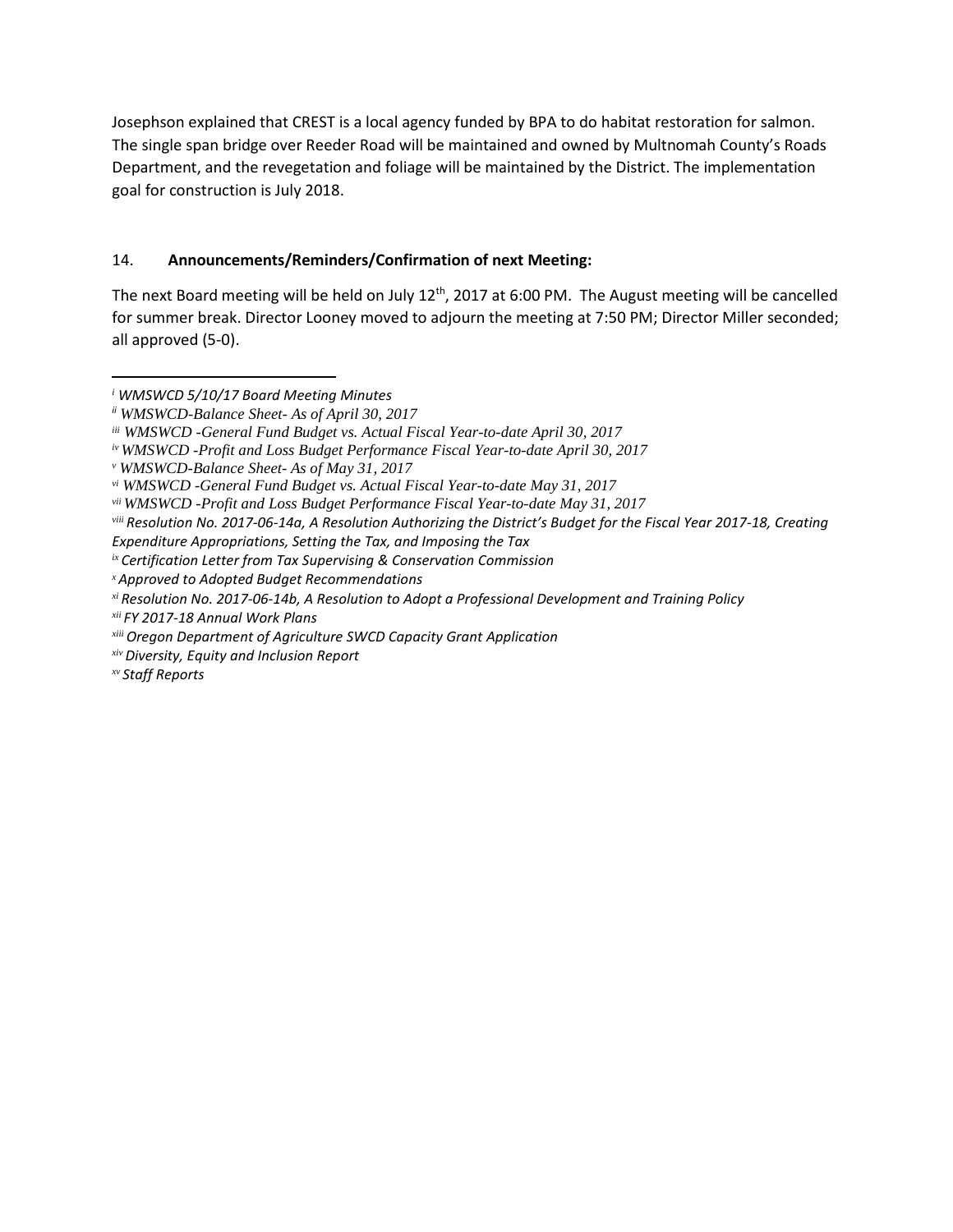Josephson explained that CREST is a local agency funded by BPA to do habitat restoration for salmon. The single span bridge over Reeder Road will be maintained and owned by Multnomah County's Roads Department, and the revegetation and foliage will be maintained by the District. The implementation goal for construction is July 2018.

14. **Announcements/Reminders/Confirmation of next Meeting:**

The next Board meeting will be held on July 12th, 2017 at 6:00 PM. The August meeting will be cancelled for summer break. Director Looney moved to adjourn the meeting at 7:50 PM; Director Miller seconded; all approved (5-0).

---

[i] *WMSWCD 5/10/17 Board Meeting Minutes*

[ii] *WMSWCD-Balance Sheet- As of April 30, 2017*

[iii] *WMSWCD -General Fund Budget vs. Actual Fiscal Year-to-date April 30, 2017*

[iv] *WMSWCD -Profit and Loss Budget Performance Fiscal Year-to-date April 30, 2017*

[v] *WMSWCD-Balance Sheet- As of May 31, 2017*

[vi] *WMSWCD -General Fund Budget vs. Actual Fiscal Year-to-date May 31, 2017*

[vii] *WMSWCD -Profit and Loss Budget Performance Fiscal Year-to-date May 31, 2017*

[viii] *Resolution No. 2017-06-14a, A Resolution Authorizing the District's Budget for the Fiscal Year 2017-18, Creating Expenditure Appropriations, Setting the Tax, and Imposing the Tax*

[ix] *Certification Letter from Tax Supervising & Conservation Commission*

[x] *Approved to Adopted Budget Recommendations*

[xi] *Resolution No. 2017-06-14b, A Resolution to Adopt a Professional Development and Training Policy*

[xii] *FY 2017-18 Annual Work Plans*

[xiii] *Oregon Department of Agriculture SWCD Capacity Grant Application*

[xiv] *Diversity, Equity and Inclusion Report*

[xv] *Staff Reports*